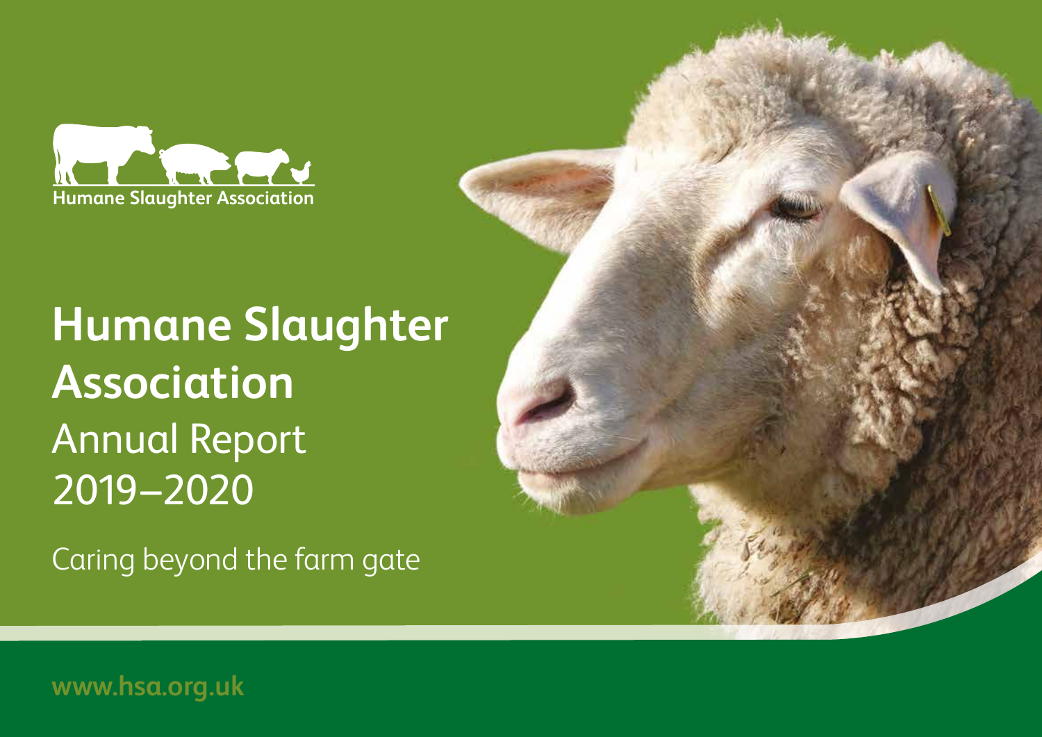Humane Slaughter Association

# Humane Slaughter Association

## Annual Report 2019–2020

Caring beyond the farm gate

www.hsa.org.uk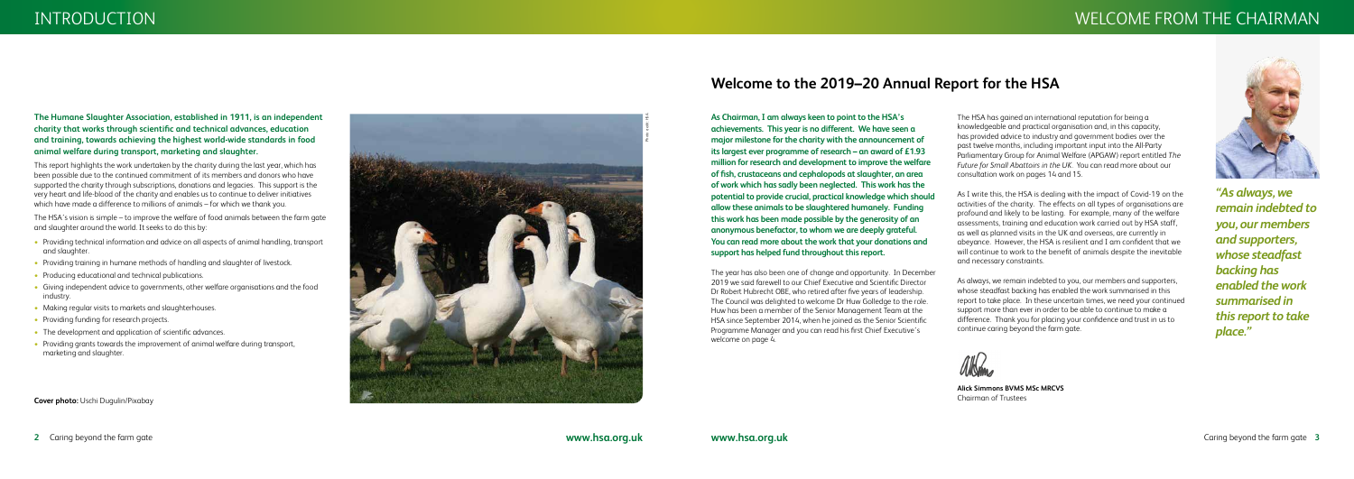# INTRODUCTION

**The Humane Slaughter Association, established in 1911, is an independent charity that works through scientific and technical advances, education and training, towards achieving the highest world-wide standards in food animal welfare during transport, marketing and slaughter.**

This report highlights the work undertaken by the charity during the last year, which has been possible due to the continued commitment of its members and donors who have supported the charity through subscriptions, donations and legacies. This support is the very heart and life-blood of the charity and enables us to continue to deliver initiatives which have made a difference to millions of animals – for which we thank you.

The HSA's vision is simple – to improve the welfare of food animals between the farm gate and slaughter around the world. It seeks to do this by:

- Providing technical information and advice on all aspects of animal handling, transport and slaughter.
- Providing training in humane methods of handling and slaughter of livestock.
- Producing educational and technical publications.
- Giving independent advice to governments, other welfare organisations and the food industry.
- Making regular visits to markets and slaughterhouses.
- Providing funding for research projects.
- The development and application of scientific advances.
- Providing grants towards the improvement of animal welfare during transport, marketing and slaughter.

**Cover photo:** Uschi Dugulin/Pixabay

# WELCOME FROM THE CHAIRMAN

## Welcome to the 2019–20 Annual Report for the HSA

**As Chairman, I am always keen to point to the HSA's achievements. This year is no different. We have seen a major milestone for the charity with the announcement of its largest ever programme of research – an award of £1.93 million for research and development to improve the welfare of fish, crustaceans and cephalopods at slaughter, an area of work which has sadly been neglected. This work has the potential to provide crucial, practical knowledge which should allow these animals to be slaughtered humanely. Funding this work has been made possible by the generosity of an anonymous benefactor, to whom we are deeply grateful. You can read more about the work that your donations and support has helped fund throughout this report.**

The year has also been one of change and opportunity. In December 2019 we said farewell to our Chief Executive and Scientific Director Dr Robert Hubrecht OBE, who retired after five years of leadership. The Council was delighted to welcome Dr Huw Golledge to the role. Huw has been a member of the Senior Management Team at the HSA since September 2014, when he joined as the Senior Scientific Programme Manager and you can read his first Chief Executive's welcome on page 4.

The HSA has gained an international reputation for being a knowledgeable and practical organisation and, in this capacity, has provided advice to industry and government bodies over the past twelve months, including important input into the All-Party Parliamentary Group for Animal Welfare (APGAW) report entitled *The Future for Small Abattoirs in the UK*. You can read more about our consultation work on pages 14 and 15.

As I write this, the HSA is dealing with the impact of Covid-19 on the activities of the charity. The effects on all types of organisations are profound and likely to be lasting. For example, many of the welfare assessments, training and education work carried out by HSA staff, as well as planned visits in the UK and overseas, are currently in abeyance. However, the HSA is resilient and I am confident that we will continue to work to the benefit of animals despite the inevitable and necessary constraints.

As always, we remain indebted to you, our members and supporters, whose steadfast backing has enabled the work summarised in this report to take place. In these uncertain times, we need your continued support more than ever in order to be able to continue to make a difference. Thank you for placing your confidence and trust in us to continue caring beyond the farm gate.

**Alick Simmons BVMS MSc MRCVS**
Chairman of Trustees

*"As always, we remain indebted to you, our members and supporters, whose steadfast backing has enabled the work summarised in this report to take place."*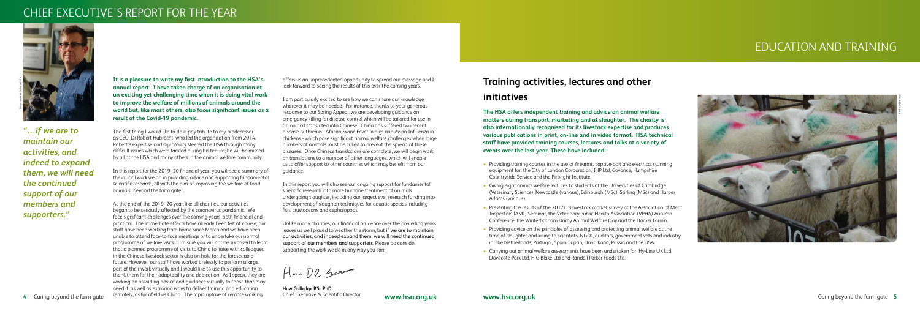# CHIEF EXECUTIVE'S REPORT FOR THE YEAR

*"…if we are to maintain our activities, and indeed to expand them, we will need the continued support of our members and supporters."*

**It is a pleasure to write my first introduction to the HSA's annual report. I have taken charge of an organisation at an exciting yet challenging time when it is doing vital work to improve the welfare of millions of animals around the world but, like most others, also faces significant issues as a result of the Covid-19 pandemic.**

The first thing I would like to do is pay tribute to my predecessor as CEO, Dr Robert Hubrecht, who led the organisation from 2014. Robert's expertise and diplomacy steered the HSA through many difficult issues which were tackled during his tenure; he will be missed by all at the HSA and many others in the animal welfare community.

In this report for the 2019–20 financial year, you will see a summary of the crucial work we do in providing advice and supporting fundamental scientific research, all with the aim of improving the welfare of food animals 'beyond the farm gate'.

At the end of the 2019–20 year, like all charities, our activities began to be seriously affected by the coronavirus pandemic. We face significant challenges over the coming years, both financial and practical. The immediate effects have already been felt of course; our staff have been working from home since March and we have been unable to attend face-to-face meetings or to undertake our normal programme of welfare visits. I'm sure you will not be surprised to learn that a planned programme of visits to China to liaise with colleagues in the Chinese livestock sector is also on hold for the foreseeable future. However, our staff have worked tirelessly to perform a large part of their work virtually and I would like to use this opportunity to thank them for their adaptability and dedication. As I speak, they are working on providing advice and guidance virtually to those that may need it, as well as exploring ways to deliver training and education remotely, as far afield as China. The rapid uptake of remote working offers us an unprecedented opportunity to spread our message and I look forward to seeing the results of this over the coming years.

I am particularly excited to see how we can share our knowledge wherever it may be needed. For instance, thanks to your generous response to our Spring Appeal, we are developing guidance on emergency killing for disease control which will be tailored for use in China and translated into Chinese. China has suffered two recent disease outbreaks - African Swine Fever in pigs and Avian Influenza in chickens - which pose significant animal welfare challenges when large numbers of animals must be culled to prevent the spread of these diseases. Once Chinese translations are complete, we will begin work on translations to a number of other languages, which will enable us to offer support to other countries which may benefit from our guidance.

In this report you will also see our ongoing support for fundamental scientific research into more humane treatment of animals undergoing slaughter, including our largest ever research funding into development of slaughter techniques for aquatic species including fish, crustaceans and cephalopods.

Unlike many charities, our financial prudence over the preceding years leaves us well placed to weather the storm, but **if we are to maintain our activities, and indeed expand them, we will need the continued support of our members and supporters**. Please do consider supporting the work we do in any way you can.

**Huw Golledge BSc PhD**
Chief Executive & Scientific Director

# EDUCATION AND TRAINING

## Training activities, lectures and other initiatives

**The HSA offers independent training and advice on animal welfare matters during transport, marketing and at slaughter. The charity is also internationally recognised for its livestock expertise and produces various publications in print, on-line and in video format. HSA technical staff have provided training courses, lectures and talks at a variety of events over the last year. These have included:**

- Providing training courses in the use of firearms, captive-bolt and electrical stunning equipment for: the City of London Corporation, IHP Ltd, Covance, Hampshire Countryside Service and the Pirbright Institute.
- Giving eight animal welfare lectures to students at the Universities of Cambridge (Veterinary Science), Newcastle (various), Edinburgh (MSc), Stirling (MSc) and Harper Adams (various).
- Presenting the results of the 2017/18 livestock market survey at the Association of Meat Inspectors (AMI) Seminar, the Veterinary Public Health Association (VPHA) Autumn Conference, the Winterbotham Darby Animal Welfare Day and the Harper Forum.
- Providing advice on the principles of assessing and protecting animal welfare at the time of slaughter and killing to scientists, NGOs, auditors, government vets and industry in The Netherlands, Portugal, Spain, Japan, Hong Kong, Russia and the USA.
- Carrying out animal welfare assessments have been undertaken for: Hy-Line UK Ltd, Dovecote Park Ltd, H G Blake Ltd and Randall Parker Foods Ltd.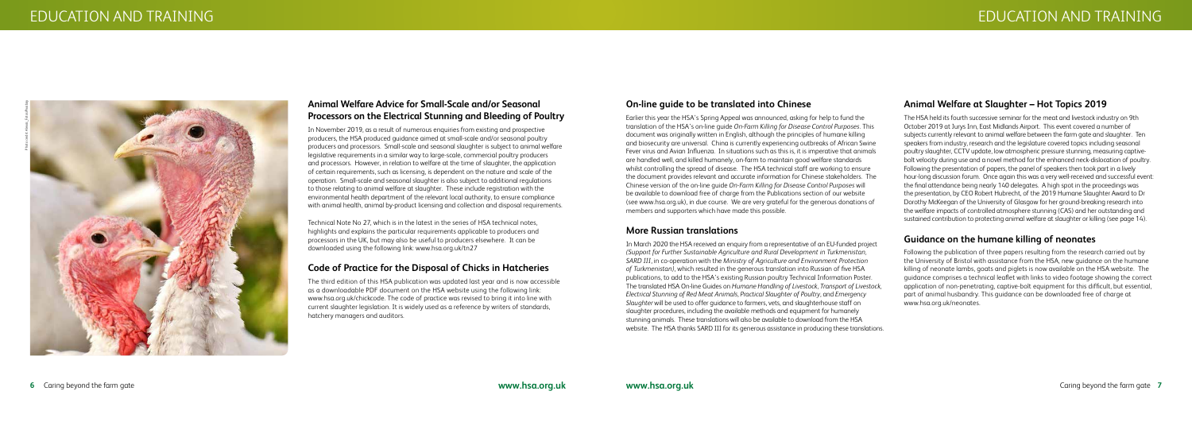## Animal Welfare Advice for Small-Scale and/or Seasonal Processors on the Electrical Stunning and Bleeding of Poultry

In November 2019, as a result of numerous enquiries from existing and prospective producers, the HSA produced guidance aimed at small-scale and/or seasonal poultry producers and processors. Small-scale and seasonal slaughter is subject to animal welfare legislative requirements in a similar way to large-scale, commercial poultry producers and processors. However, in relation to welfare at the time of slaughter, the application of certain requirements, such as licensing, is dependent on the nature and scale of the operation. Small-scale and seasonal slaughter is also subject to additional regulations to those relating to animal welfare at slaughter. These include registration with the environmental health department of the relevant local authority, to ensure compliance with animal health, animal by-product licensing and collection and disposal requirements.

Technical Note No 27, which is in the latest in the series of HSA technical notes, highlights and explains the particular requirements applicable to producers and processors in the UK, but may also be useful to producers elsewhere. It can be downloaded using the following link: www.hsa.org.uk/tn27

## Code of Practice for the Disposal of Chicks in Hatcheries

The third edition of this HSA publication was updated last year and is now accessible as a downloadable PDF document on the HSA website using the following link: www.hsa.org.uk/chickcode. The code of practice was revised to bring it into line with current slaughter legislation. It is widely used as a reference by writers of standards, hatchery managers and auditors.

## On-line guide to be translated into Chinese

Earlier this year the HSA's Spring Appeal was announced, asking for help to fund the translation of the HSA's on-line guide *On-Farm Killing for Disease Control Purposes*. This document was originally written in English, although the principles of humane killing and biosecurity are universal. China is currently experiencing outbreaks of African Swine Fever virus and Avian Influenza. In situations such as this is, it is imperative that animals are handled well, and killed humanely, on-farm to maintain good welfare standards whilst controlling the spread of disease. The HSA technical staff are working to ensure the document provides relevant and accurate information for Chinese stakeholders. The Chinese version of the on-line guide *On-Farm Killing for Disease Control Purposes* will be available to download free of charge from the Publications section of our website (see www.hsa.org.uk), in due course. We are very grateful for the generous donations of members and supporters which have made this possible.

## More Russian translations

In March 2020 the HSA received an enquiry from a representative of an EU-funded project *(Support for Further Sustainable Agriculture and Rural Development in Turkmenistan, SARD III*, in co-operation with the *Ministry of Agriculture and Environment Protection of Turkmenistan)*, which resulted in the generous translation into Russian of five HSA publications, to add to the HSA's existing Russian poultry Technical Information Poster. The translated HSA On-line Guides on *Humane Handling of Livestock, Transport of Livestock, Electrical Stunning of Red Meat Animals, Practical Slaughter of Poultry*, and *Emergency Slaughter* will be used to offer guidance to farmers, vets, and slaughterhouse staff on slaughter procedures, including the available methods and equipment for humanely stunning animals. These translations will also be available to download from the HSA website. The HSA thanks SARD III for its generous assistance in producing these translations.

## Animal Welfare at Slaughter – Hot Topics 2019

The HSA held its fourth successive seminar for the meat and livestock industry on 9th October 2019 at Jurys Inn, East Midlands Airport. This event covered a number of subjects currently relevant to animal welfare between the farm gate and slaughter. Ten speakers from industry, research and the legislature covered topics including seasonal poultry slaughter, CCTV update, low atmospheric pressure stunning, measuring captive-bolt velocity during use and a novel method for the enhanced neck-dislocation of poultry. Following the presentation of papers, the panel of speakers then took part in a lively hour-long discussion forum. Once again this was a very well-received and successful event: the final attendance being nearly 140 delegates. A high spot in the proceedings was the presentation, by CEO Robert Hubrecht, of the 2019 Humane Slaughter Award to Dr Dorothy McKeegan of the University of Glasgow for her ground-breaking research into the welfare impacts of controlled atmosphere stunning (CAS) and her outstanding and sustained contribution to protecting animal welfare at slaughter or killing (see page 14).

## Guidance on the humane killing of neonates

Following the publication of three papers resulting from the research carried out by the University of Bristol with assistance from the HSA, new guidance on the humane killing of neonate lambs, goats and piglets is now available on the HSA website. The guidance comprises a technical leaflet with links to video footage showing the correct application of non-penetrating, captive-bolt equipment for this difficult, but essential, part of animal husbandry. This guidance can be downloaded free of charge at www.hsa.org.uk/neonates.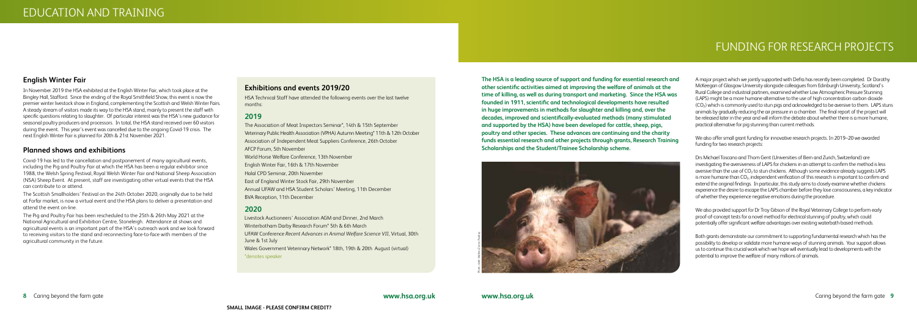# EDUCATION AND TRAINING

## English Winter Fair

In November 2019 the HSA exhibited at the English Winter Fair, which took place at the Bingley Hall, Stafford. Since the ending of the Royal Smithfield Show, this event is now the premier winter livestock show in England, complementing the Scottish and Welsh Winter Fairs. A steady stream of visitors made its way to the HSA stand, mainly to present the staff with specific questions relating to slaughter. Of particular interest was the HSA's new guidance for seasonal poultry producers and processors. In total, the HSA stand received over 60 visitors during the event. This year's event was cancelled due to the ongoing Covid-19 crisis. The next English Winter Fair is planned for 20th & 21st November 2021.

## Planned shows and exhibitions

Covid-19 has led to the cancellation and postponement of many agricultural events, including the Pig and Poultry Fair at which the HSA has been a regular exhibitor since 1988, the Welsh Spring Festival, Royal Welsh Winter Fair and National Sheep Association (NSA) Sheep Event. At present, staff are investigating other virtual events that the HSA can contribute to or attend.

The Scottish Smallholders' Festival on the 24th October 2020, originally due to be held at Forfar market, is now a virtual event and the HSA plans to deliver a presentation and attend the event on-line.

The Pig and Poultry Fair has been rescheduled to the 25th & 26th May 2021 at the National Agricultural and Exhibition Centre, Stoneleigh. Attendance at shows and agricultural events is an important part of the HSA's outreach work and we look forward to receiving visitors to the stand and reconnecting face-to-face with members of the agricultural community in the future.

## Exhibitions and events 2019/20

HSA Technical Staff have attended the following events over the last twelve months:

### 2019

The Association of Meat Inspectors Seminar*, 14th & 15th September
Veterinary Public Health Association (VPHA) Autumn Meeting* 11th & 12th October
Association of Independent Meat Suppliers Conference, 26th October
AFCP Forum, 5th November
World Horse Welfare Conference, 13th November
English Winter Fair, 16th & 17th November
Halal CPD Seminar, 20th November
East of England Winter Stock Fair, 29th November
Annual UFAW and HSA Student Scholars' Meeting, 11th December
BVA Reception, 11th December

### 2020

Livestock Auctioneers' Association AGM and Dinner, 2nd March
Winterbotham Darby Research Forum* 5th & 6th March
UFAW Conference *Recent Advances in Animal Welfare Science VII*, Virtual, 30th June & 1st July
Wales Government Veterinary Network* 18th, 19th & 20th August (virtual)
*denotes speaker

SMALL IMAGE - PLEASE CONFIRM CREDIT?

# FUNDING FOR RESEARCH PROJECTS

**The HSA is a leading source of support and funding for essential research and other scientific activities aimed at improving the welfare of animals at the time of killing, as well as during transport and marketing. Since the HSA was founded in 1911, scientific and technological developments have resulted in huge improvements in methods for slaughter and killing and, over the decades, improved and scientifically-evaluated methods (many stimulated and supported by the HSA) have been developed for cattle, sheep, pigs, poultry and other species. These advances are continuing and the charity funds essential research and other projects through grants, Research Training Scholarships and the Student/Trainee Scholarship scheme.**

A major project which we jointly supported with Defra has recently been completed. Dr Dorothy McKeegan of Glasgow University alongside colleagues from Edinburgh University, Scotland's Rural College and industrial partners, examined whether Low Atmospheric Pressure Stunning (LAPS) might be a more humane alternative to the use of high concentration carbon dioxide ($CO_2$) which is commonly used to stun pigs and acknowledged to be aversive to them. LAPS stuns animals by gradually reducing the air pressure in a chamber. The final report of the project will be released later in the year and will inform the debate about whether there is a more humane, practical alternative for pig stunning than current methods.

We also offer small grant funding for innovative research projects. In 2019–20 we awarded funding for two research projects:

Drs Michael Toscano and Thom Gent (Universities of Bern and Zurich, Switzerland) are investigating the aversiveness of LAPS for chickens in an attempt to confirm the method is less aversive than the use of $CO_2$ to stun chickens. Although some evidence already suggests LAPS is more humane than $CO_2$, independent verification of this research is important to confirm and extend the original findings. In particular, this study aims to closely examine whether chickens experience the desire to escape the LAPS chamber before they lose consciousness, a key indicator of whether they experience negative emotions during the procedure.

We also provided support for Dr Troy Gibson of the Royal Veterinary College to perform early proof-of-concept tests for a novel method for electrical stunning of poultry, which could potentially offer significant welfare advantages over existing waterbath-based methods.

Both grants demonstrate our commitment to supporting fundamental research which has the possibility to develop or validate more humane ways of stunning animals. Your support allows us to continue this crucial work which we hope will eventually lead to developments with the potential to improve the welfare of many millions of animals.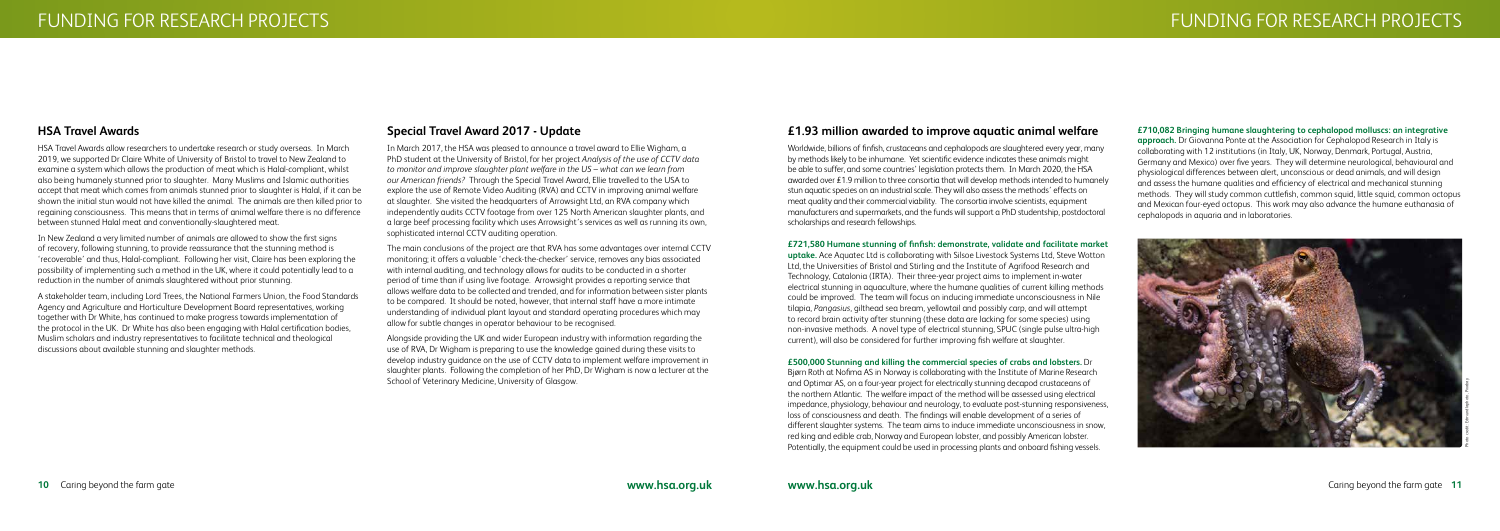## HSA Travel Awards

HSA Travel Awards allow researchers to undertake research or study overseas. In March 2019, we supported Dr Claire White of University of Bristol to travel to New Zealand to examine a system which allows the production of meat which is Halal-compliant, whilst also being humanely stunned prior to slaughter. Many Muslims and Islamic authorities accept that meat which comes from animals stunned prior to slaughter is Halal, if it can be shown the initial stun would not have killed the animal. The animals are then killed prior to regaining consciousness. This means that in terms of animal welfare there is no difference between stunned Halal meat and conventionally-slaughtered meat.

In New Zealand a very limited number of animals are allowed to show the first signs of recovery, following stunning, to provide reassurance that the stunning method is 'recoverable' and thus, Halal-compliant. Following her visit, Claire has been exploring the possibility of implementing such a method in the UK, where it could potentially lead to a reduction in the number of animals slaughtered without prior stunning.

A stakeholder team, including Lord Trees, the National Farmers Union, the Food Standards Agency and Agriculture and Horticulture Development Board representatives, working together with Dr White, has continued to make progress towards implementation of the protocol in the UK. Dr White has also been engaging with Halal certification bodies, Muslim scholars and industry representatives to facilitate technical and theological discussions about available stunning and slaughter methods.

## Special Travel Award 2017 - Update

In March 2017, the HSA was pleased to announce a travel award to Ellie Wigham, a PhD student at the University of Bristol, for her project *Analysis of the use of CCTV data to monitor and improve slaughter plant welfare in the US – what can we learn from our American friends?* Through the Special Travel Award, Ellie travelled to the USA to explore the use of Remote Video Auditing (RVA) and CCTV in improving animal welfare at slaughter. She visited the headquarters of Arrowsight Ltd, an RVA company which independently audits CCTV footage from over 125 North American slaughter plants, and a large beef processing facility which uses Arrowsight's services as well as running its own, sophisticated internal CCTV auditing operation.

The main conclusions of the project are that RVA has some advantages over internal CCTV monitoring; it offers a valuable 'check-the-checker' service, removes any bias associated with internal auditing, and technology allows for audits to be conducted in a shorter period of time than if using live footage. Arrowsight provides a reporting service that allows welfare data to be collected and trended, and for information between sister plants to be compared. It should be noted, however, that internal staff have a more intimate understanding of individual plant layout and standard operating procedures which may allow for subtle changes in operator behaviour to be recognised.

Alongside providing the UK and wider European industry with information regarding the use of RVA, Dr Wigham is preparing to use the knowledge gained during these visits to develop industry guidance on the use of CCTV data to implement welfare improvement in slaughter plants. Following the completion of her PhD, Dr Wigham is now a lecturer at the School of Veterinary Medicine, University of Glasgow.

## £1.93 million awarded to improve aquatic animal welfare

Worldwide, billions of finfish, crustaceans and cephalopods are slaughtered every year, many by methods likely to be inhumane. Yet scientific evidence indicates these animals might be able to suffer, and some countries' legislation protects them. In March 2020, the HSA awarded over £1.9 million to three consortia that will develop methods intended to humanely stun aquatic species on an industrial scale. They will also assess the methods' effects on meat quality and their commercial viability. The consortia involve scientists, equipment manufacturers and supermarkets, and the funds will support a PhD studentship, postdoctoral scholarships and research fellowships.

**£721,580 Humane stunning of finfish: demonstrate, validate and facilitate market uptake.** Ace Aquatec Ltd is collaborating with Silsoe Livestock Systems Ltd, Steve Wotton Ltd, the Universities of Bristol and Stirling and the Institute of Agrifood Research and Technology, Catalonia (IRTA). Their three-year project aims to implement in-water electrical stunning in aquaculture, where the humane qualities of current killing methods could be improved. The team will focus on inducing immediate unconsciousness in Nile tilapia, *Pangasius*, gilthead sea bream, yellowtail and possibly carp, and will attempt to record brain activity after stunning (these data are lacking for some species) using non-invasive methods. A novel type of electrical stunning, SPUC (single pulse ultra-high current), will also be considered for further improving fish welfare at slaughter.

**£500,000 Stunning and killing the commercial species of crabs and lobsters.** Dr Bjørn Roth at Nofima AS in Norway is collaborating with the Institute of Marine Research and Optimar AS, on a four-year project for electrically stunning decapod crustaceans of the northern Atlantic. The welfare impact of the method will be assessed using electrical impedance, physiology, behaviour and neurology, to evaluate post-stunning responsiveness, loss of consciousness and death. The findings will enable development of a series of different slaughter systems. The team aims to induce immediate unconsciousness in snow, red king and edible crab, Norway and European lobster, and possibly American lobster. Potentially, the equipment could be used in processing plants and onboard fishing vessels.

**£710,082 Bringing humane slaughtering to cephalopod molluscs: an integrative approach.** Dr Giovanna Ponte at the Association for Cephalopod Research in Italy is collaborating with 12 institutions (in Italy, UK, Norway, Denmark, Portugal, Austria, Germany and Mexico) over five years. They will determine neurological, behavioural and physiological differences between alert, unconscious or dead animals, and will design and assess the humane qualities and efficiency of electrical and mechanical stunning methods. They will study common cuttlefish, common squid, little squid, common octopus and Mexican four-eyed octopus. This work may also advance the humane euthanasia of cephalopods in aquaria and in laboratories.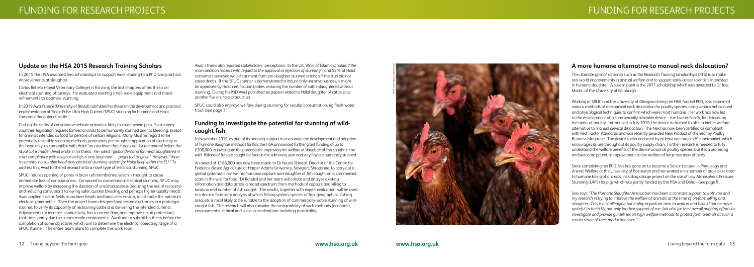## Update on the HSA 2015 Research Training Scholars

In 2015 the HSA awarded two scholarships to support work leading to a PhD and practical improvements at slaughter.

Carlos Rebelo (Royal Veterinary College) is finishing the last chapters of his thesis on electrical stunning of turkeys. He evaluated existing small-scale equipment and made refinements to optimise stunning.

In 2019 Awal Fuseini (University of Bristol) submitted his thesis on the development and practical implementation of Single Pulse Ultra-High Current (SPUC) stunning for humane and Halal-compliant slaughter of cattle.

Cutting the necks of conscious vertebrate animals is likely to cause severe pain. So, in many countries, legislation requires farmed animals to be humanely stunned prior to bleeding, except for animals intended as food for persons of certain religions. Many Muslims regard some potentially-reversible stunning methods, particularly pre-slaughter application of electricity to the head only, as compatible with Halal *"on condition that it does not kill the animal before the ritual cut is made"*, Awal wrote in his thesis. He noted: *"global demand for meat slaughtered in strict compliance with religious beliefs is very large and … projected to grow."* However, *"there is currently no suitable head-only electrical stunning system for Halal beef within the EU."* To address this, Awal furthered research into a novel type of electrical stunning, SPUC.

SPUC induces opening of pores in brain cell membranes, which is thought to cause immediate loss of consciousness. Compared to conventional electrical stunning, SPUC may improve welfare by increasing the duration of unconsciousness (reducing the risk of recovery) and reducing convulsions (allowing safer, quicker bleeding and perhaps higher-quality meat). Awal applied electric fields to cadaver heads and brain cells *in-vitro*, to estimate the optimum electrical parameters. Then the project team designed and tested electronics in a prototype stunner, to verify its capability of restraining cattle and delivering the intended currents. Adjustments (to increase conductivity, focus current flow, and improve circuit protection) took time, partly due to custom-made components. Awal had to submit his thesis before the completion of some objectives, which aim to determine the electrical operating range of a SPUC stunner. The entire team plans to complete this work soon.

Awal's thesis also reported stakeholders' perceptions. In the UK, 95% of Islamic scholars (*"the main decision makers with regard to the approval or rejection of stunning"*) and 53% of Halal consumers surveyed would eat meat from pre-slaughter-stunned animals if the stun did not cause death. If this SPUC stunner is demonstrated to induce only unconsciousness, it might be approved by Halal certification bodies, reducing the number of cattle slaughtered without stunning. During his PhD Awal published six papers related to Halal slaughter of cattle, plus another five on Halal production.

SPUC could also improve welfare during stunning for secular consumption, eg fresh-water trout (see page 11).

## Funding to investigate the potential for stunning of wild-caught fish

In November 2019, as part of its ongoing support to encourage the development and adoption of humane slaughter methods for fish, the HSA announced further grant funding of up to £200,000 to investigate the potential for improving the welfare at slaughter of fish caught in the wild. Billions of fish are caught for food in the wild every year and very few are humanely stunned.

An award of £166,000 has now been made to Dr Nicola Randall, Director of the Centre for Evidence-Based Agriculture at Harper Adams University, Newport, Shropshire, to carry out a global systematic review into humane capture and slaughter of fish caught on a commercial scale in the wild for food. Dr Randall and her team will collate and analyse existing information and data across a broad spectrum: from methods of capture and killing to location and number of fish caught. The results, together with expert evaluation, will be used to inform a feasibility analysis of which fishing system, species of fish, geographical fishing area, etc is most likely to be suitable to the adoption of commercially-viable stunning of wild-caught fish. The research will also consider the sustainability of such methods (economic, environmental, ethical and social considerations including practicality).

## A more humane alternative to manual neck dislocation?

The ultimate goal of schemes such as the Research Training Scholarships (RTS) is to make real-world improvements in animal welfare and to support early-career scientists interested in humane slaughter. A case in point is the 2011 scholarship which was awarded to Dr Jess Martin of the University of Edinburgh.

Working at SRUC and the University of Glasgow during her HSA-funded PhD, Jess examined various methods of mechanical neck dislocation for poultry species, using various behavioural and physiological techniques to confirm which were most humane. Her work has now led to the development of a commercially available device – the Livetec Nex®, for dislocating the necks of poultry. Introduced in July 2019, the device is claimed to offer a higher welfare alternative to manual cervical dislocation. The Nex has now been certified as compliant with Red Tractor standards and was recently awarded New Product of the Year by Poultry Business Magazine. The device is also endorsed by at least one major UK supermarket, which encourages its use throughout its poultry supply chain. Further research is needed to fully understand the welfare benefits of the device across all poultry species, but it is a promising and welcome potential improvement to the welfare of large numbers of birds.

Since completing her PhD Jess has gone on to become a Senior Lecturer in Physiology and Animal Welfare at the University of Edinburgh and has worked on a number of projects related to humane killing of animals, including a large project on the use of Low Atmospheric Pressure Stunning (LAPS) for pigs which was jointly funded by the HSA and Defra – see page 9.

Jess says: *"The Humane Slaughter Association has been a constant support to both me and my research in trying to improve the welfare of animals at the time of on-farm killing and slaughter. This is a challenging but highly important area to work in and I could not be more grateful to the HSA, not only for their support of me, but also for their overall ongoing efforts to investigate and provide guidelines on high welfare methods to protect farm animals at such a crucial stage of their production lives."*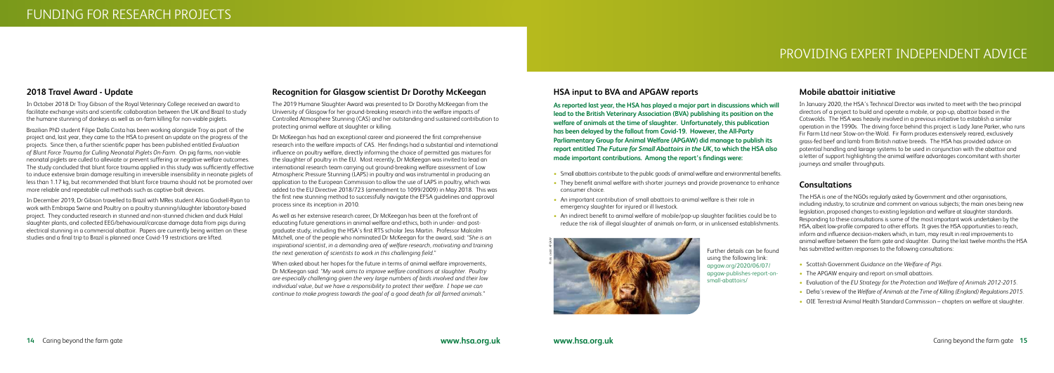# FUNDING FOR RESEARCH PROJECTS

## 2018 Travel Award - Update

In October 2018 Dr Troy Gibson of the Royal Veterinary College received an award to facilitate exchange visits and scientific collaboration between the UK and Brazil to study the humane stunning of donkeys as well as on-farm killing for non-viable piglets.

Brazilian PhD student Filipe Dalla Costa has been working alongside Troy as part of the project and, last year, they came to the HSA to present an update on the progress of the projects. Since then, a further scientific paper has been published entitled *Evaluation of Blunt Force Trauma for Culling Neonatal Piglets On-Farm*. On pig farms, non-viable neonatal piglets are culled to alleviate or prevent suffering or negative welfare outcomes. The study concluded that blunt force trauma applied in this study was sufficiently effective to induce extensive brain damage resulting in irreversible insensibility in neonate piglets of less than 1.17 kg, but recommended that blunt force trauma should not be promoted over more reliable and repeatable cull methods such as captive-bolt devices.

In December 2019, Dr Gibson travelled to Brazil with MRes student Alicia Godsell-Ryan to work with Embrapa Swine and Poultry on a poultry stunning/slaughter laboratory-based project. They conducted research in stunned and non-stunned chicken and duck Halal slaughter plants, and collected EEG/behavioural/carcase damage data from pigs during electrical stunning in a commercial abattoir. Papers are currently being written on these studies and a final trip to Brazil is planned once Covid-19 restrictions are lifted.

## Recognition for Glasgow scientist Dr Dorothy McKeegan

The 2019 Humane Slaughter Award was presented to Dr Dorothy McKeegan from the University of Glasgow for her ground-breaking research into the welfare impacts of Controlled Atmosphere Stunning (CAS) and her outstanding and sustained contribution to protecting animal welfare at slaughter or killing.

Dr McKeegan has had an exceptional career and pioneered the first comprehensive research into the welfare impacts of CAS. Her findings had a substantial and international influence on poultry welfare, directly informing the choice of permitted gas mixtures for the slaughter of poultry in the EU. Most recently, Dr McKeegan was invited to lead an international research team carrying out ground-breaking welfare assessment of Low Atmospheric Pressure Stunning (LAPS) in poultry and was instrumental in producing an application to the European Commission to allow the use of LAPS in poultry, which was added to the EU Directive 2018/723 (amendment to 1099/2009) in May 2018. This was the first new stunning method to successfully navigate the EFSA guidelines and approval process since its inception in 2010.

As well as her extensive research career, Dr McKeegan has been at the forefront of educating future generations in animal welfare and ethics, both in under- and post-graduate study, including the HSA's first RTS scholar Jess Martin. Professor Malcolm Mitchell, one of the people who nominated Dr McKeegan for the award, said: "*She is an inspirational scientist, in a demanding area of welfare research, motivating and training the next generation of scientists to work in this challenging field.*"

When asked about her hopes for the future in terms of animal welfare improvements, Dr McKeegan said: "*My work aims to improve welfare conditions at slaughter. Poultry are especially challenging given the very large numbers of birds involved and their low individual value, but we have a responsibility to protect their welfare. I hope we can continue to make progress towards the goal of a good death for all farmed animals.*"

# PROVIDING EXPERT INDEPENDENT ADVICE

## HSA input to BVA and APGAW reports

**As reported last year, the HSA has played a major part in discussions which will lead to the British Veterinary Association (BVA) publishing its position on the welfare of animals at the time of slaughter. Unfortunately, this publication has been delayed by the fallout from Covid-19. However, the All-Party Parliamentary Group for Animal Welfare (APGAW) did manage to publish its report entitled *The Future for Small Abattoirs in the UK*, to which the HSA also made important contributions. Among the report's findings were:**

- Small abattoirs contribute to the public goods of animal welfare and environmental benefits.
- They benefit animal welfare with shorter journeys and provide provenance to enhance consumer choice.
- An important contribution of small abattoirs to animal welfare is their role in emergency slaughter for injured or ill livestock.
- An indirect benefit to animal welfare of mobile/pop-up slaughter facilities could be to reduce the risk of illegal slaughter of animals on-farm, or in unlicensed establishments.

Further details can be found using the following link: apgaw.org/2020/06/07/apgaw-publishes-report-on-small-abattoirs/

## Mobile abattoir initiative

In January 2020, the HSA's Technical Director was invited to meet with the two principal directors of a project to build and operate a mobile, or pop-up, abattoir based in the Cotswolds. The HSA was heavily involved in a previous initiative to establish a similar operation in the 1990s. The driving force behind this project is Lady Jane Parker, who runs Fir Farm Ltd near Stow-on-the-Wold. Fir Farm produces extensively reared, exclusively grass-fed beef and lamb from British native breeds. The HSA has provided advice on potential handling and lairage systems to be used in conjunction with the abattoir and a letter of support highlighting the animal welfare advantages concomitant with shorter journeys and smaller throughputs.

## Consultations

The HSA is one of the NGOs regularly asked by Government and other organisations, including industry, to scrutinize and comment on various subjects; the main ones being new legislation, proposed changes to existing legislation and welfare at slaughter standards. Responding to these consultations is some of the most important work undertaken by the HSA, albeit low-profile compared to other efforts. It gives the HSA opportunities to reach, inform and influence decision-makers which, in turn, may result in real improvements to animal welfare between the farm gate and slaughter. During the last twelve months the HSA has submitted written responses to the following consultations:

- Scottish Government *Guidance on the Welfare of Pigs*.
- The APGAW enquiry and report on small abattoirs.
- Evaluation of the *EU Strategy for the Protection and Welfare of Animals 2012-2015*.
- Defra's review of the *Welfare of Animals at the Time of Killing (England) Regulations 2015*.
- OIE Terrestrial Animal Health Standard Commission – chapters on welfare at slaughter.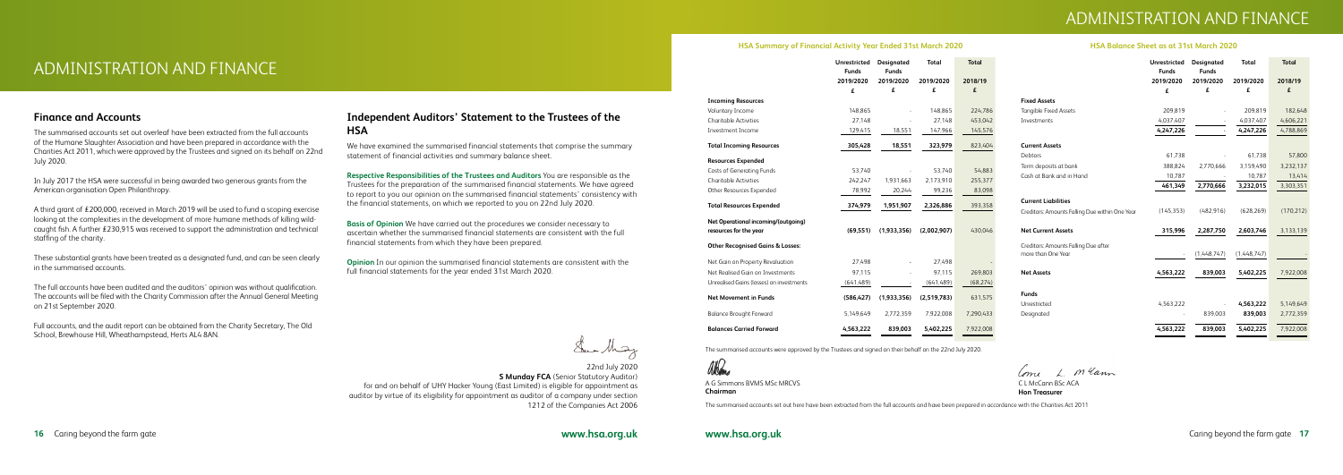# ADMINISTRATION AND FINANCE

## Finance and Accounts

The summarised accounts set out overleaf have been extracted from the full accounts of the Humane Slaughter Association and have been prepared in accordance with the Charities Act 2011, which were approved by the Trustees and signed on its behalf on 22nd July 2020.

In July 2017 the HSA were successful in being awarded two generous grants from the American organisation Open Philanthropy.

A third grant of £200,000, received in March 2019 will be used to fund a scoping exercise looking at the complexities in the development of more humane methods of killing wild-caught fish. A further £230,915 was received to support the administration and technical staffing of the charity.

These substantial grants have been treated as a designated fund, and can be seen clearly in the summarised accounts.

The full accounts have been audited and the auditors' opinion was without qualification. The accounts will be filed with the Charity Commission after the Annual General Meeting on 21st September 2020.

Full accounts, and the audit report can be obtained from the Charity Secretary, The Old School, Brewhouse Hill, Wheathampstead, Herts AL4 8AN.

## Independent Auditors' Statement to the Trustees of the HSA

We have examined the summarised financial statements that comprise the summary statement of financial activities and summary balance sheet.

**Respective Responsibilities of the Trustees and Auditors** You are responsible as the Trustees for the preparation of the summarised financial statements. We have agreed to report to you our opinion on the summarised financial statements' consistency with the financial statements, on which we reported to you on 22nd July 2020.

**Basis of Opinion** We have carried out the procedures we consider necessary to ascertain whether the summarised financial statements are consistent with the full financial statements from which they have been prepared.

**Opinion** In our opinion the summarised financial statements are consistent with the full financial statements for the year ended 31st March 2020.

22nd July 2020
**S Munday FCA** (Senior Statutory Auditor)
for and on behalf of UHY Hacker Young (East Limited) is eligible for appointment as auditor by virtue of its eligibility for appointment as auditor of a company under section 1212 of the Companies Act 2006

# ADMINISTRATION AND FINANCE

### HSA Summary of Financial Activity Year Ended 31st March 2020

| | Unrestricted Funds 2019/2020 £ | Designated Funds 2019/2020 £ | Total 2019/2020 £ | Total 2018/19 £ |
|---|---|---|---|---|
| **Incoming Resources** | | | | |
| Voluntary Income | 148,865 | - | 148,865 | 224,786 |
| Charitable Activities | 27,148 | - | 27,148 | 453,042 |
| Investment Income | 129,415 | 18,551 | 147,966 | 145,576 |
| **Total Incoming Resources** | **305,428** | **18,551** | **323,979** | **823,404** |
| **Resources Expended** | | | | |
| Costs of Generating Funds | 53,740 | - | 53,740 | 54,883 |
| Charitable Activities | 242,247 | 1,931,663 | 2,173,910 | 255,377 |
| Other Resources Expended | 78,992 | 20,244 | 99,236 | 83,098 |
| **Total Resources Expended** | **374,979** | **1,951,907** | **2,326,886** | **393,358** |
| **Net Operational incoming/(outgoing) resources for the year** | **(69,551)** | **(1,933,356)** | **(2,002,907)** | **430,046** |
| **Other Recognised Gains & Losses:** | | | | |
| Net Gain on Property Revaluation | 27,498 | - | 27,498 | - |
| Net Realised Gain on Investments | 97,115 | - | 97,115 | 269,803 |
| Unrealised Gains (losses) on investments | (641,489) | | (641,489) | (68,274) |
| **Net Movement in Funds** | **(586,427)** | **(1,933,356)** | **(2,519,783)** | **631,575** |
| Balance Brought Forward | 5,149,649 | 2,772,359 | 7,922,008 | 7,290,433 |
| **Balances Carried Forward** | **4,563,222** | **839,003** | **5,402,225** | **7,922,008** |

The summarised accounts were approved by the Trustees and signed on their behalf on the 22nd July 2020.

A G Simmons BVMS MSc MRCVS
**Chairman**

### HSA Balance Sheet as at 31st March 2020

| | Unrestricted Funds 2019/2020 £ | Designated Funds 2019/2020 £ | Total 2019/2020 £ | Total 2018/19 £ |
|---|---|---|---|---|
| **Fixed Assets** | | | | |
| Tangible Fixed Assets | 209,819 | - | 209,819 | 182,648 |
| Investments | 4,037,407 | - | 4,037,407 | 4,606,221 |
| | **4,247,226** | - | **4,247,226** | 4,788,869 |
| **Current Assets** | | | | |
| Debtors | 61,738 | - | 61,738 | 57,800 |
| Term deposits at bank | 388,824 | 2,770,666 | 3,159,490 | 3,232,137 |
| Cash at Bank and in Hand | 10,787 | - | 10,787 | 13,414 |
| | **461,349** | **2,770,666** | **3,232,015** | 3,303,351 |
| **Current Liabilities** | | | | |
| Creditors: Amounts Falling Due within One Year | (145,353) | (482,916) | (628,269) | (170,212) |
| **Net Current Assets** | **315,996** | **2,287,750** | **2,603,746** | 3,133,139 |
| Creditors: Amounts Falling Due after more than One Year | - | (1,448,747) | (1,448,747) | - |
| **Net Assets** | **4,563,222** | **839,003** | **5,402,225** | 7,922,008 |
| **Funds** | | | | |
| Unrestricted | 4,563,222 | - | **4,563,222** | 5,149,649 |
| Designated | - | 839,003 | **839,003** | 2,772,359 |
| | **4,563,222** | **839,003** | **5,402,225** | 7,922,008 |

C L McCann BSc ACA
**Hon Treasurer**

The summarised accounts set out here have been extracted from the full accounts and have been prepared in accordance with the Charities Act 2011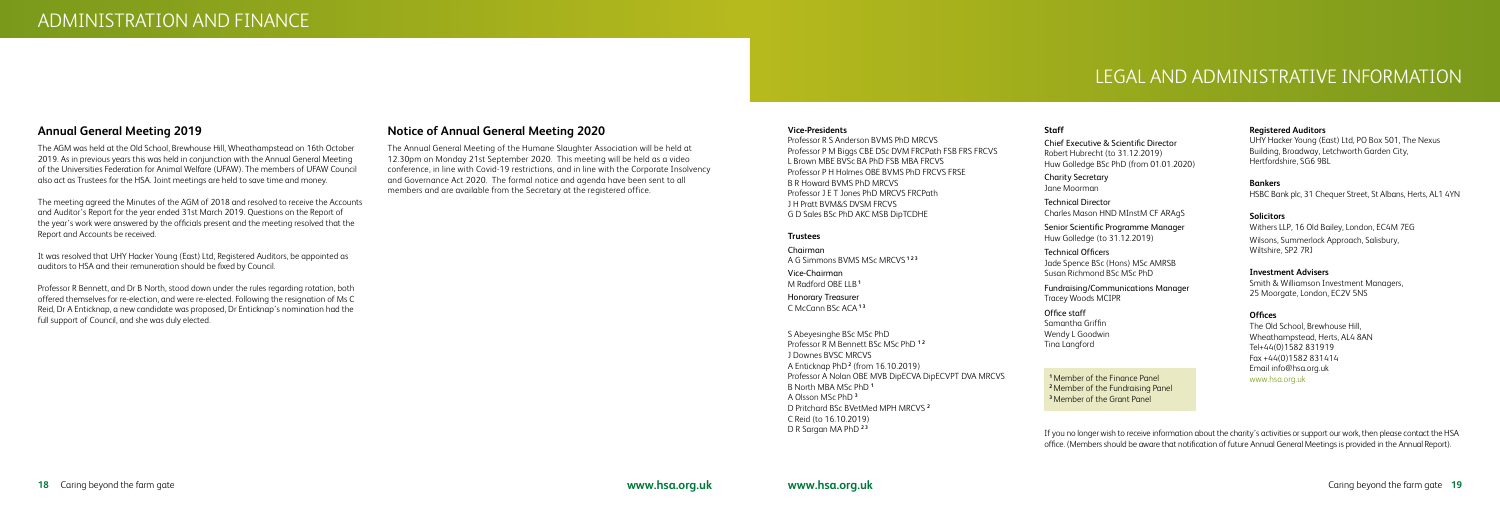# ADMINISTRATION AND FINANCE

## Annual General Meeting 2019

The AGM was held at the Old School, Brewhouse Hill, Wheathampstead on 16th October 2019. As in previous years this was held in conjunction with the Annual General Meeting of the Universities Federation for Animal Welfare (UFAW). The members of UFAW Council also act as Trustees for the HSA. Joint meetings are held to save time and money.

The meeting agreed the Minutes of the AGM of 2018 and resolved to receive the Accounts and Auditor's Report for the year ended 31st March 2019. Questions on the Report of the year's work were answered by the officials present and the meeting resolved that the Report and Accounts be received.

It was resolved that UHY Hacker Young (East) Ltd, Registered Auditors, be appointed as auditors to HSA and their remuneration should be fixed by Council.

Professor R Bennett, and Dr B North, stood down under the rules regarding rotation, both offered themselves for re-election, and were re-elected. Following the resignation of Ms C Reid, Dr A Enticknap, a new candidate was proposed, Dr Enticknap's nomination had the full support of Council, and she was duly elected.

## Notice of Annual General Meeting 2020

The Annual General Meeting of the Humane Slaughter Association will be held at 12.30pm on Monday 21st September 2020. This meeting will be held as a video conference, in line with Covid-19 restrictions, and in line with the Corporate Insolvency and Governance Act 2020. The formal notice and agenda have been sent to all members and are available from the Secretary at the registered office.

# LEGAL AND ADMINISTRATIVE INFORMATION

**Vice-Presidents**

Professor R S Anderson BVMS PhD MRCVS
Professor P M Biggs CBE DSc DVM FRCPath FSB FRS FRCVS
L Brown MBE BVSc BA PhD FSB MBA FRCVS
Professor P H Holmes OBE BVMS PhD FRCVS FRSE
B R Howard BVMS PhD MRCVS
Professor J E T Jones PhD MRCVS FRCPath
J H Pratt BVM&S DVSM FRCVS
G D Sales BSc PhD AKC MSB DipTCDHE

**Trustees**

Chairman
A G Simmons BVMS MSc MRCVS [1 2 3]

Vice-Chairman
M Radford OBE LLB [1]

Honorary Treasurer
C McCann BSc ACA [1 3]

S Abeyesinghe BSc MSc PhD
Professor R M Bennett BSc MSc PhD [1 2]
J Downes BVSC MRCVS
A Enticknap PhD [2] (from 16.10.2019)
Professor A Nolan OBE MVB DipECVA DipECVPT DVA MRCVS
B North MBA MSc PhD [1]
A Olsson MSc PhD [3]
D Pritchard BSc BVetMed MPH MRCVS [2]
C Reid (to 16.10.2019)
D R Sargan MA PhD [2 3]

**Staff**

Chief Executive & Scientific Director
Robert Hubrecht (to 31.12.2019)
Huw Golledge BSc PhD (from 01.01.2020)

Charity Secretary
Jane Moorman

Technical Director
Charles Mason HND MInstM CF ARAgS

Senior Scientific Programme Manager
Huw Golledge (to 31.12.2019)

Technical Officers
Jade Spence BSc (Hons) MSc AMRSB
Susan Richmond BSc MSc PhD

Fundraising/Communications Manager
Tracey Woods MCIPR

Office staff
Samantha Griffin
Wendy L Goodwin
Tina Langford

[1] Member of the Finance Panel
[2] Member of the Fundraising Panel
[3] Member of the Grant Panel

**Registered Auditors**

UHY Hacker Young (East) Ltd, PO Box 501, The Nexus Building, Broadway, Letchworth Garden City, Hertfordshire, SG6 9BL

**Bankers**

HSBC Bank plc, 31 Chequer Street, St Albans, Herts, AL1 4YN

**Solicitors**

Withers LLP, 16 Old Bailey, London, EC4M 7EG
Wilsons, Summerlock Approach, Salisbury, Wiltshire, SP2 7RJ

**Investment Advisers**

Smith & Williamson Investment Managers, 25 Moorgate, London, EC2V 5NS

**Offices**

The Old School, Brewhouse Hill, Wheathampstead, Herts, AL4 8AN
Tel+44(0)1582 831919
Fax +44(0)1582 831414
Email info@hsa.org.uk
www.hsa.org.uk

If you no longer wish to receive information about the charity's activities or support our work, then please contact the HSA office. (Members should be aware that notification of future Annual General Meetings is provided in the Annual Report).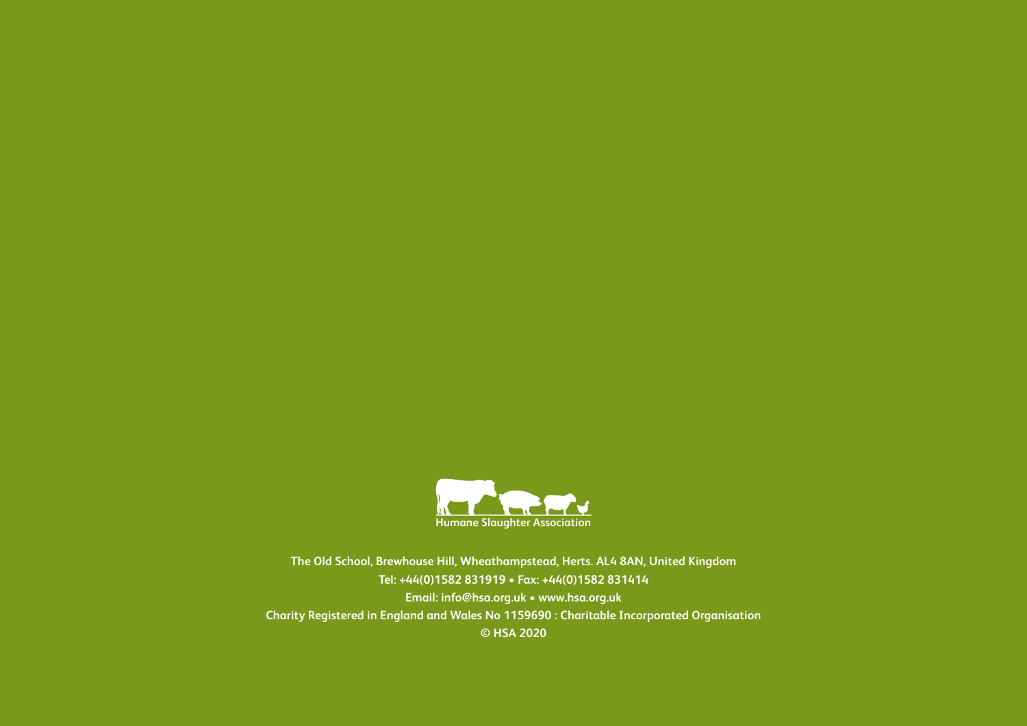Humane Slaughter Association

The Old School, Brewhouse Hill, Wheathampstead, Herts. AL4 8AN, United Kingdom
Tel: +44(0)1582 831919 • Fax: +44(0)1582 831414
Email: info@hsa.org.uk • www.hsa.org.uk
Charity Registered in England and Wales No 1159690 : Charitable Incorporated Organisation
© HSA 2020